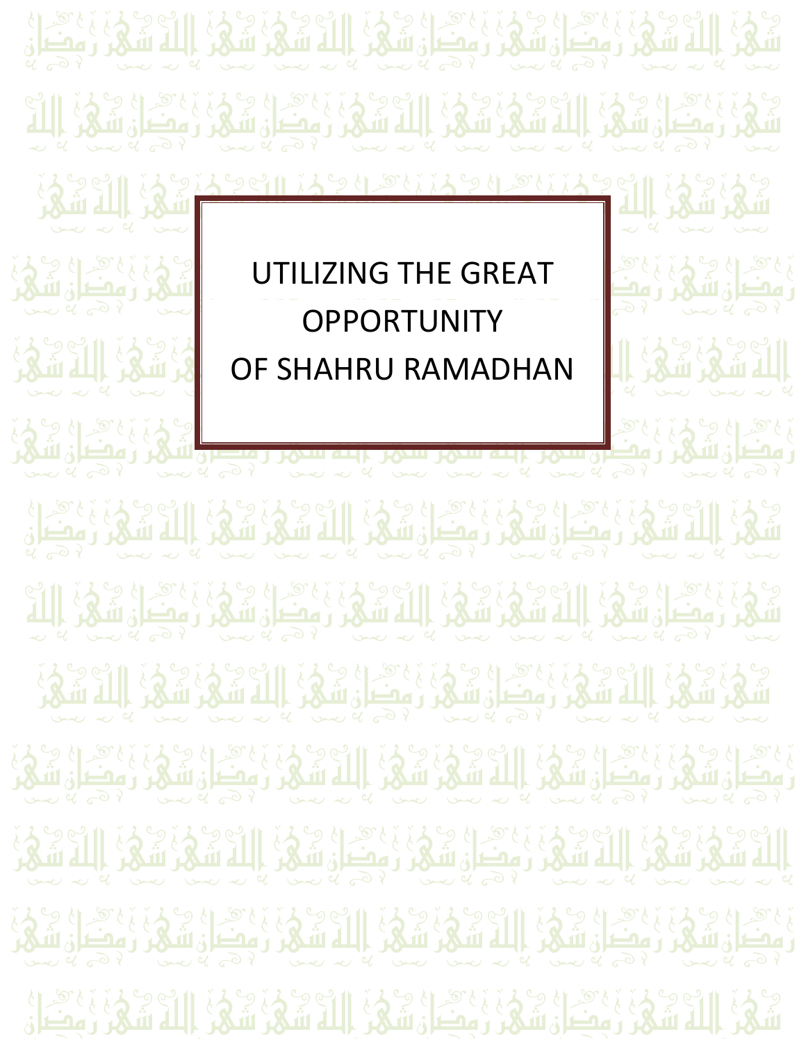# UTILIZING THE GREAT OPPORTUNITY OF SHAHRU RAMADHAN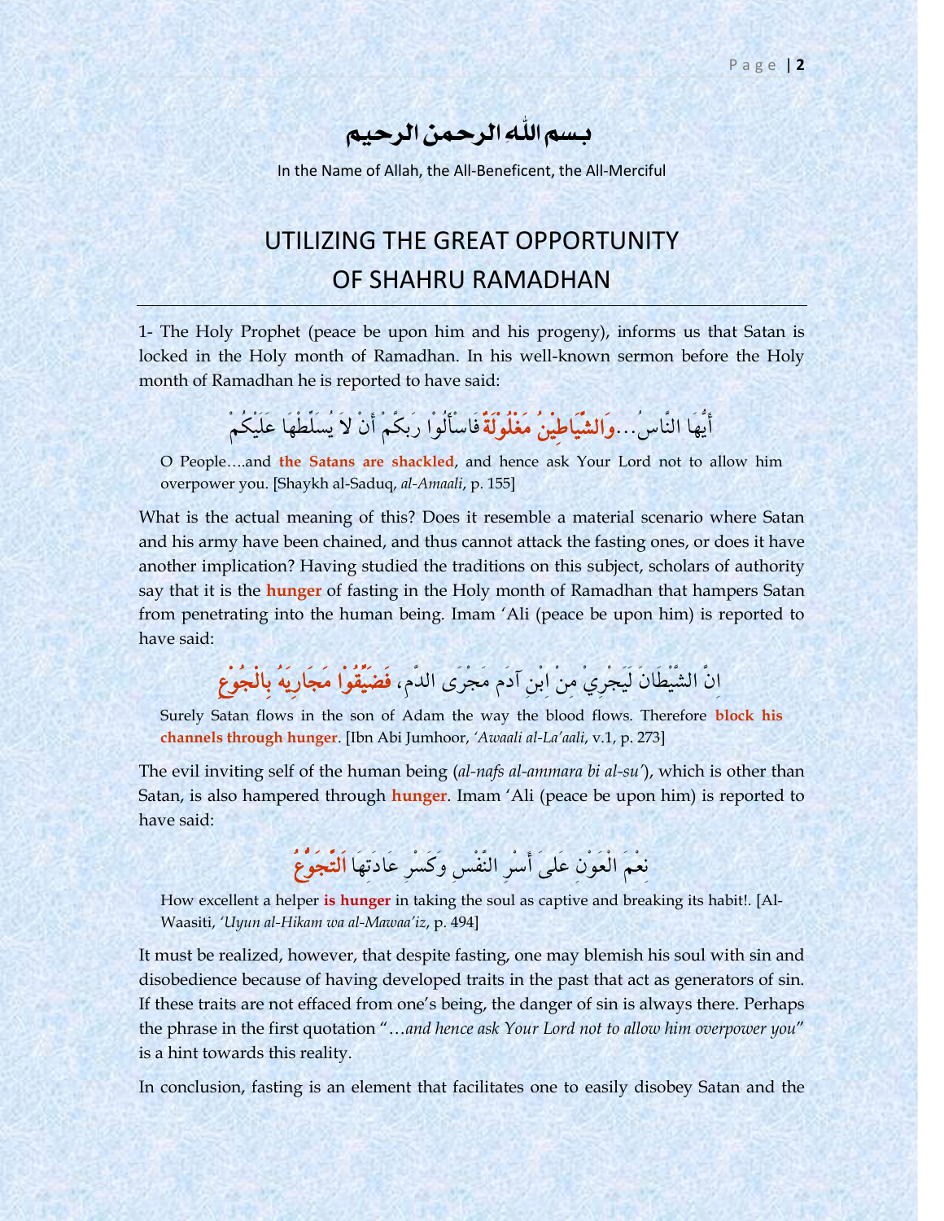بسم اللهِ الرحمنِ الرحيم

In the Name of Allah, the All-Beneficent, the All-Merciful

# UTILIZING THE GREAT OPPORTUNITY OF SHAHRU RAMADHAN

1- The Holy Prophet (peace be upon him and his progeny), informs us that Satan is locked in the Holy month of Ramadhan. In his well-known sermon before the Holy month of Ramadhan he is reported to have said:

أَيُّهَا النَّاسُ...**وَالشَّيَاطِيْنُ مَغْلُوْلَةٌ** فَاسْأَلُوْا رَبكَّمْ أَنْ لاَ يُسَلِّطْهَا عَلَيْكُمْ

O People….and **the Satans are shackled**, and hence ask Your Lord not to allow him overpower you. [Shaykh al-Saduq, *al-Amaali*, p. 155]

What is the actual meaning of this? Does it resemble a material scenario where Satan and his army have been chained, and thus cannot attack the fasting ones, or does it have another implication? Having studied the traditions on this subject, scholars of authority say that it is the **hunger** of fasting in the Holy month of Ramadhan that hampers Satan from penetrating into the human being. Imam 'Ali (peace be upon him) is reported to have said:

اِنَّ الشَّيْطَانَ لَيَجْرِيْ مِنْ اِبْنِ آدَم مَجْرَى الدَّمِ، **فَضَيِّقُوْا مَجَارِيَهُ بِالْجُوْعِ**

Surely Satan flows in the son of Adam the way the blood flows. Therefore **block his channels through hunger**. [Ibn Abi Jumhoor, *'Awaali al-La'aali*, v.1, p. 273]

The evil inviting self of the human being (*al-nafs al-ammara bi al-su'*), which is other than Satan, is also hampered through **hunger**. Imam 'Ali (peace be upon him) is reported to have said:

نِعْمَ الْعَوْنِ عَلىَ أَسْرِ النَّفْسِ وَكَسْرِ عَادَتِهَا **اَلتَّجَوُّعُ**

How excellent a helper **is hunger** in taking the soul as captive and breaking its habit!. [Al-Waasiti, *'Uyun al-Hikam wa al-Mawaa'iz*, p. 494]

It must be realized, however, that despite fasting, one may blemish his soul with sin and disobedience because of having developed traits in the past that act as generators of sin. If these traits are not effaced from one's being, the danger of sin is always there. Perhaps the phrase in the first quotation "…*and hence ask Your Lord not to allow him overpower you*" is a hint towards this reality.

In conclusion, fasting is an element that facilitates one to easily disobey Satan and the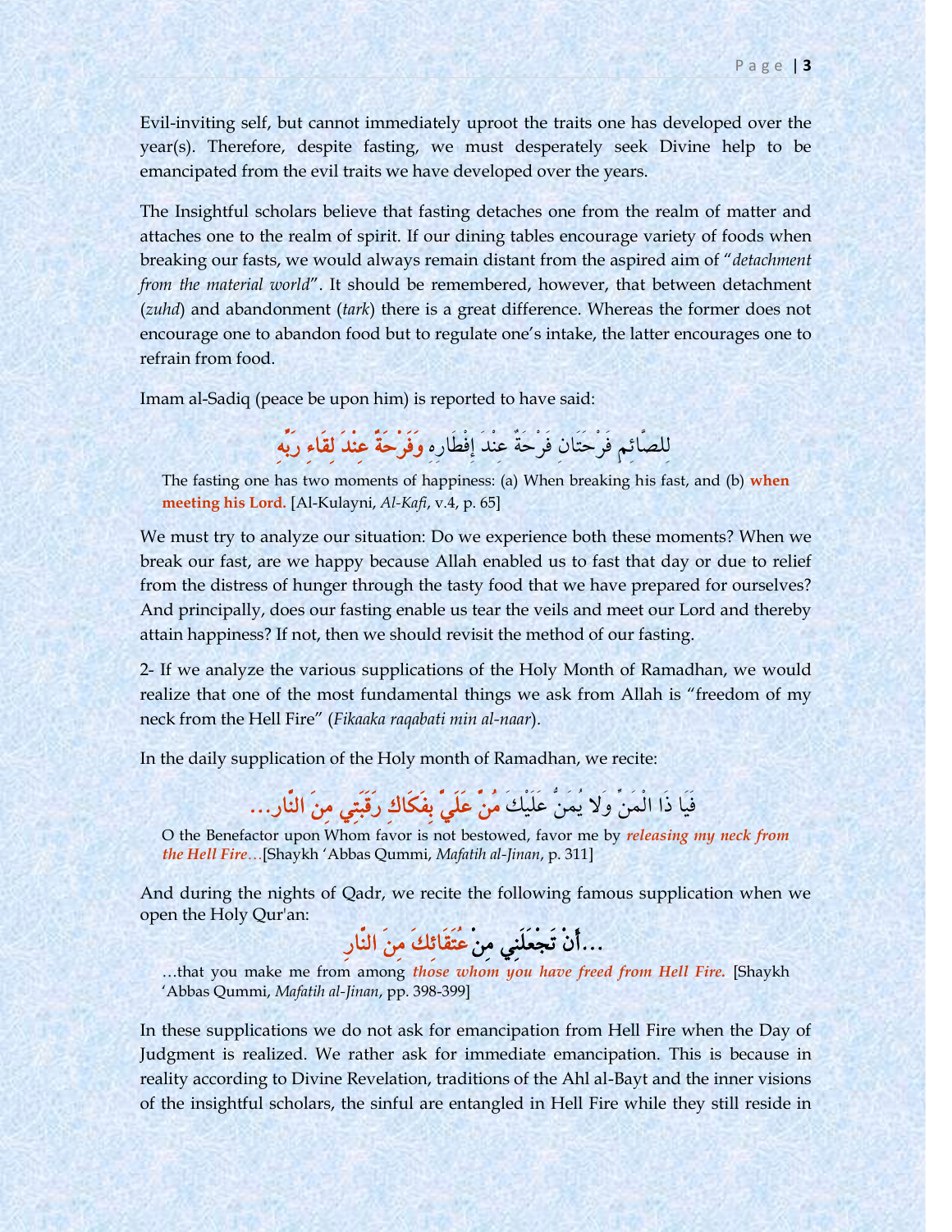Evil-inviting self, but cannot immediately uproot the traits one has developed over the year(s). Therefore, despite fasting, we must desperately seek Divine help to be emancipated from the evil traits we have developed over the years.

The Insightful scholars believe that fasting detaches one from the realm of matter and attaches one to the realm of spirit. If our dining tables encourage variety of foods when breaking our fasts, we would always remain distant from the aspired aim of "*detachment from the material world*". It should be remembered, however, that between detachment (*zuhd*) and abandonment (*tark*) there is a great difference. Whereas the former does not encourage one to abandon food but to regulate one's intake, the latter encourages one to refrain from food.

Imam al-Sadiq (peace be upon him) is reported to have said:

لِلصَّائِمِ فَرْحَتَانِ فَرْحَةٌ عِنْدَ إِفْطَارِهِ **وَفَرْحَةٌ عِنْدَ لِقَاءِ رَبِّهِ**

> The fasting one has two moments of happiness: (a) When breaking his fast, and (b) **when meeting his Lord.** [Al-Kulayni, *Al-Kafi*, v.4, p. 65]

We must try to analyze our situation: Do we experience both these moments? When we break our fast, are we happy because Allah enabled us to fast that day or due to relief from the distress of hunger through the tasty food that we have prepared for ourselves? And principally, does our fasting enable us tear the veils and meet our Lord and thereby attain happiness? If not, then we should revisit the method of our fasting.

2- If we analyze the various supplications of the Holy Month of Ramadhan, we would realize that one of the most fundamental things we ask from Allah is "freedom of my neck from the Hell Fire" (*Fikaaka raqabati min al-naar*).

In the daily supplication of the Holy month of Ramadhan, we recite:

فَيَا ذَا الْمَنِّ وَلا يُمَنُّ عَلَيْكَ **مُنَّ عَلَيَّ بِفِكَاكِ رَقَبَتِي مِنَ النَّارِ...**

> O the Benefactor upon Whom favor is not bestowed, favor me by ***releasing my neck from the Hell Fire…***[Shaykh 'Abbas Qummi, *Mafatih al-Jinan*, p. 311]

And during the nights of Qadr, we recite the following famous supplication when we open the Holy Qur'an:

**...أَنْ تَجْعَلَنِي مِنْ عُتَقَائِكَ مِنَ النَّارِ**

> …that you make me from among ***those whom you have freed from Hell Fire.*** [Shaykh 'Abbas Qummi, *Mafatih al-Jinan*, pp. 398-399]

In these supplications we do not ask for emancipation from Hell Fire when the Day of Judgment is realized. We rather ask for immediate emancipation. This is because in reality according to Divine Revelation, traditions of the Ahl al-Bayt and the inner visions of the insightful scholars, the sinful are entangled in Hell Fire while they still reside in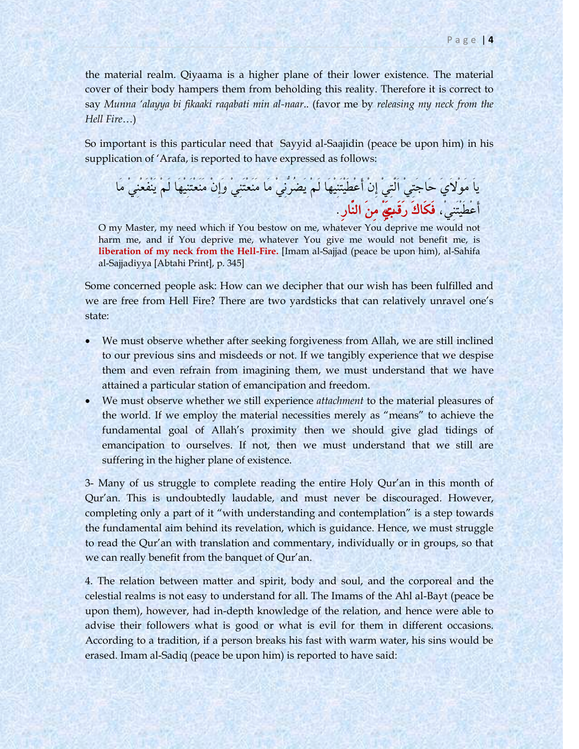the material realm. Qiyaama is a higher plane of their lower existence. The material cover of their body hampers them from beholding this reality. Therefore it is correct to say *Munna 'alayya bi fikaaki raqabati min al-naar*.. (favor me by *releasing my neck from the Hell Fire*…)

So important is this particular need that Sayyid al-Saajidin (peace be upon him) in his supplication of 'Arafa, is reported to have expressed as follows:

يَا مَوْلاَيَ حَاجَتِيْ الَّتِيْ إِنْ أَعْطَيْتَنِيْهَا لَمْ يَضُرُّنِيْ مَا مَنَعْتَنِيْ وَإِنْ مَنَعْتَنِيْهَا لَمْ يَنْفَعْنِيْ مَا أَعْطَيْتَنِيْ، **فَكَاكَ رَقَبَتِيْ مِنَ النَّارِ**.

O my Master, my need which if You bestow on me, whatever You deprive me would not harm me, and if You deprive me, whatever You give me would not benefit me, is **liberation of my neck from the Hell-Fire.** [Imam al-Sajjad (peace be upon him), al-Sahifa al-Sajjadiyya [Abtahi Print], p. 345]

Some concerned people ask: How can we decipher that our wish has been fulfilled and we are free from Hell Fire? There are two yardsticks that can relatively unravel one's state:

- We must observe whether after seeking forgiveness from Allah, we are still inclined to our previous sins and misdeeds or not. If we tangibly experience that we despise them and even refrain from imagining them, we must understand that we have attained a particular station of emancipation and freedom.
- We must observe whether we still experience *attachment* to the material pleasures of the world. If we employ the material necessities merely as "means" to achieve the fundamental goal of Allah's proximity then we should give glad tidings of emancipation to ourselves. If not, then we must understand that we still are suffering in the higher plane of existence.

3- Many of us struggle to complete reading the entire Holy Qur'an in this month of Qur'an. This is undoubtedly laudable, and must never be discouraged. However, completing only a part of it "with understanding and contemplation" is a step towards the fundamental aim behind its revelation, which is guidance. Hence, we must struggle to read the Qur'an with translation and commentary, individually or in groups, so that we can really benefit from the banquet of Qur'an.

4. The relation between matter and spirit, body and soul, and the corporeal and the celestial realms is not easy to understand for all. The Imams of the Ahl al-Bayt (peace be upon them), however, had in-depth knowledge of the relation, and hence were able to advise their followers what is good or what is evil for them in different occasions. According to a tradition, if a person breaks his fast with warm water, his sins would be erased. Imam al-Sadiq (peace be upon him) is reported to have said: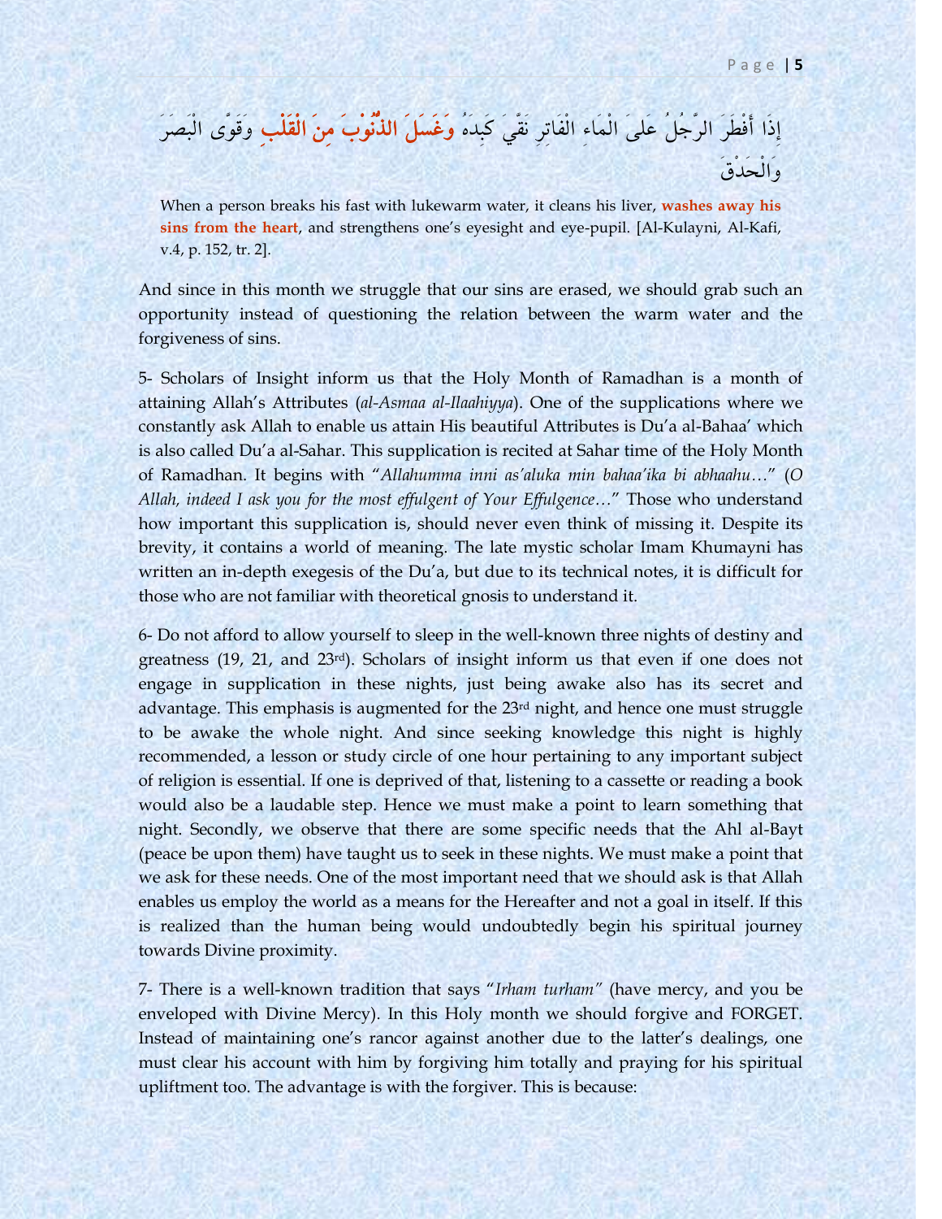إِذَا أَفْطَرَ الرَّجُلُ عَلَى الْمَاءِ الْفَاتِرِ نَقَّيَ كَبِدَهُ **وَغَسَلَ الذُّنُوبَ مِنَ الْقَلْبِ** وَقَوَّى الْبَصَرَ وَالْحَدَقَ

When a person breaks his fast with lukewarm water, it cleans his liver, **washes away his sins from the heart**, and strengthens one's eyesight and eye-pupil. [Al-Kulayni, Al-Kafi, v.4, p. 152, tr. 2].

And since in this month we struggle that our sins are erased, we should grab such an opportunity instead of questioning the relation between the warm water and the forgiveness of sins.

5- Scholars of Insight inform us that the Holy Month of Ramadhan is a month of attaining Allah's Attributes (*al-Asmaa al-Ilaahiyya*). One of the supplications where we constantly ask Allah to enable us attain His beautiful Attributes is Du'a al-Bahaa' which is also called Du'a al-Sahar. This supplication is recited at Sahar time of the Holy Month of Ramadhan. It begins with "*Allahumma inni as'aluka min bahaa'ika bi abhaahu…*" (*O Allah, indeed I ask you for the most effulgent of Your Effulgence…*" Those who understand how important this supplication is, should never even think of missing it. Despite its brevity, it contains a world of meaning. The late mystic scholar Imam Khumayni has written an in-depth exegesis of the Du'a, but due to its technical notes, it is difficult for those who are not familiar with theoretical gnosis to understand it.

6- Do not afford to allow yourself to sleep in the well-known three nights of destiny and greatness (19, 21, and 23rd). Scholars of insight inform us that even if one does not engage in supplication in these nights, just being awake also has its secret and advantage. This emphasis is augmented for the 23rd night, and hence one must struggle to be awake the whole night. And since seeking knowledge this night is highly recommended, a lesson or study circle of one hour pertaining to any important subject of religion is essential. If one is deprived of that, listening to a cassette or reading a book would also be a laudable step. Hence we must make a point to learn something that night. Secondly, we observe that there are some specific needs that the Ahl al-Bayt (peace be upon them) have taught us to seek in these nights. We must make a point that we ask for these needs. One of the most important need that we should ask is that Allah enables us employ the world as a means for the Hereafter and not a goal in itself. If this is realized than the human being would undoubtedly begin his spiritual journey towards Divine proximity.

7- There is a well-known tradition that says "*Irham turham"* (have mercy, and you be enveloped with Divine Mercy). In this Holy month we should forgive and FORGET. Instead of maintaining one's rancor against another due to the latter's dealings, one must clear his account with him by forgiving him totally and praying for his spiritual upliftment too. The advantage is with the forgiver. This is because: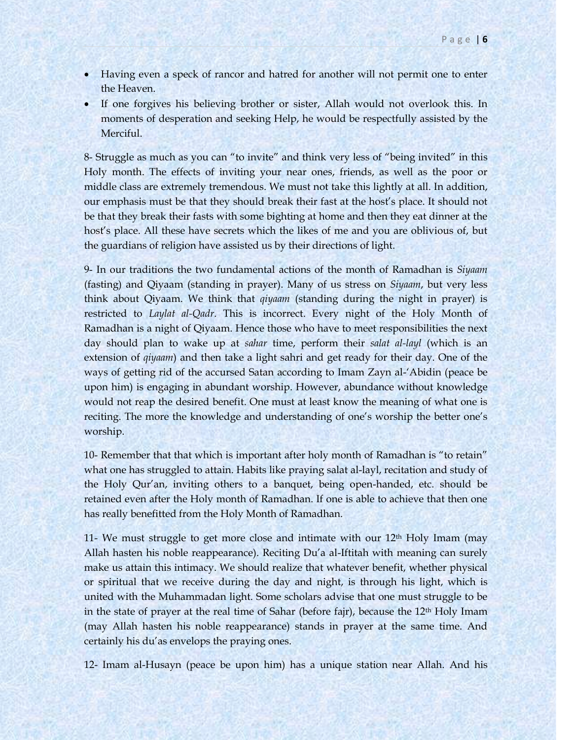- Having even a speck of rancor and hatred for another will not permit one to enter the Heaven.
- If one forgives his believing brother or sister, Allah would not overlook this. In moments of desperation and seeking Help, he would be respectfully assisted by the Merciful.

8- Struggle as much as you can "to invite" and think very less of "being invited" in this Holy month. The effects of inviting your near ones, friends, as well as the poor or middle class are extremely tremendous. We must not take this lightly at all. In addition, our emphasis must be that they should break their fast at the host's place. It should not be that they break their fasts with some bighting at home and then they eat dinner at the host's place. All these have secrets which the likes of me and you are oblivious of, but the guardians of religion have assisted us by their directions of light.

9- In our traditions the two fundamental actions of the month of Ramadhan is *Siyaam* (fasting) and Qiyaam (standing in prayer). Many of us stress on *Siyaam*, but very less think about Qiyaam. We think that *qiyaam* (standing during the night in prayer) is restricted to *Laylat al-Qadr*. This is incorrect. Every night of the Holy Month of Ramadhan is a night of Qiyaam. Hence those who have to meet responsibilities the next day should plan to wake up at *sahar* time, perform their *salat al-layl* (which is an extension of *qiyaam*) and then take a light sahri and get ready for their day. One of the ways of getting rid of the accursed Satan according to Imam Zayn al-'Abidin (peace be upon him) is engaging in abundant worship. However, abundance without knowledge would not reap the desired benefit. One must at least know the meaning of what one is reciting. The more the knowledge and understanding of one's worship the better one's worship.

10- Remember that that which is important after holy month of Ramadhan is "to retain" what one has struggled to attain. Habits like praying salat al-layl, recitation and study of the Holy Qur'an, inviting others to a banquet, being open-handed, etc. should be retained even after the Holy month of Ramadhan. If one is able to achieve that then one has really benefitted from the Holy Month of Ramadhan.

11- We must struggle to get more close and intimate with our 12th Holy Imam (may Allah hasten his noble reappearance). Reciting Du'a al-Iftitah with meaning can surely make us attain this intimacy. We should realize that whatever benefit, whether physical or spiritual that we receive during the day and night, is through his light, which is united with the Muhammadan light. Some scholars advise that one must struggle to be in the state of prayer at the real time of Sahar (before fajr), because the 12th Holy Imam (may Allah hasten his noble reappearance) stands in prayer at the same time. And certainly his du'as envelops the praying ones.

12- Imam al-Husayn (peace be upon him) has a unique station near Allah. And his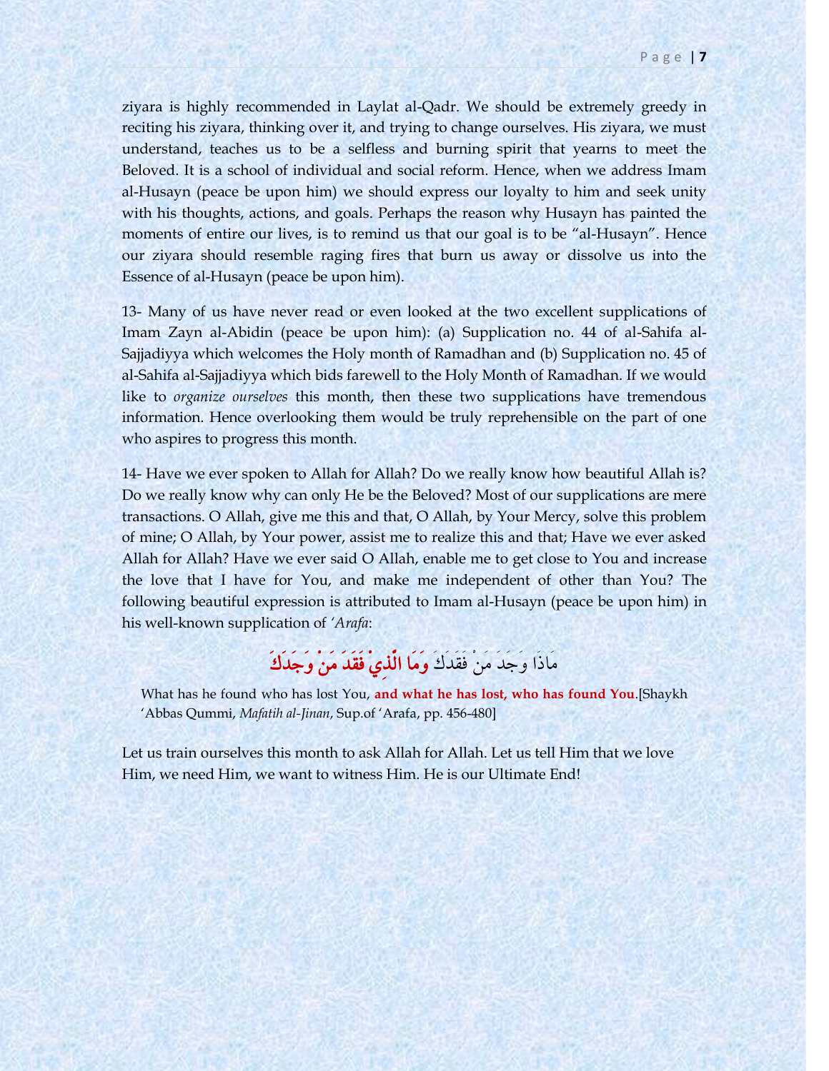ziyara is highly recommended in Laylat al-Qadr. We should be extremely greedy in reciting his ziyara, thinking over it, and trying to change ourselves. His ziyara, we must understand, teaches us to be a selfless and burning spirit that yearns to meet the Beloved. It is a school of individual and social reform. Hence, when we address Imam al-Husayn (peace be upon him) we should express our loyalty to him and seek unity with his thoughts, actions, and goals. Perhaps the reason why Husayn has painted the moments of entire our lives, is to remind us that our goal is to be "al-Husayn". Hence our ziyara should resemble raging fires that burn us away or dissolve us into the Essence of al-Husayn (peace be upon him).

13- Many of us have never read or even looked at the two excellent supplications of Imam Zayn al-Abidin (peace be upon him): (a) Supplication no. 44 of al-Sahifa al-Sajjadiyya which welcomes the Holy month of Ramadhan and (b) Supplication no. 45 of al-Sahifa al-Sajjadiyya which bids farewell to the Holy Month of Ramadhan. If we would like to *organize ourselves* this month, then these two supplications have tremendous information. Hence overlooking them would be truly reprehensible on the part of one who aspires to progress this month.

14- Have we ever spoken to Allah for Allah? Do we really know how beautiful Allah is? Do we really know why can only He be the Beloved? Most of our supplications are mere transactions. O Allah, give me this and that, O Allah, by Your Mercy, solve this problem of mine; O Allah, by Your power, assist me to realize this and that; Have we ever asked Allah for Allah? Have we ever said O Allah, enable me to get close to You and increase the love that I have for You, and make me independent of other than You? The following beautiful expression is attributed to Imam al-Husayn (peace be upon him) in his well-known supplication of *'Arafa*:

مَاذَا وَجَدَ مَنْ فَقَدَكَ **وَمَا الَّذِيْ فَقَدَ مَنْ وَجَدَكَ**

What has he found who has lost You, **and what he has lost, who has found You**.[Shaykh 'Abbas Qummi, *Mafatih al-Jinan*, Sup.of 'Arafa, pp. 456-480]

Let us train ourselves this month to ask Allah for Allah. Let us tell Him that we love Him, we need Him, we want to witness Him. He is our Ultimate End!